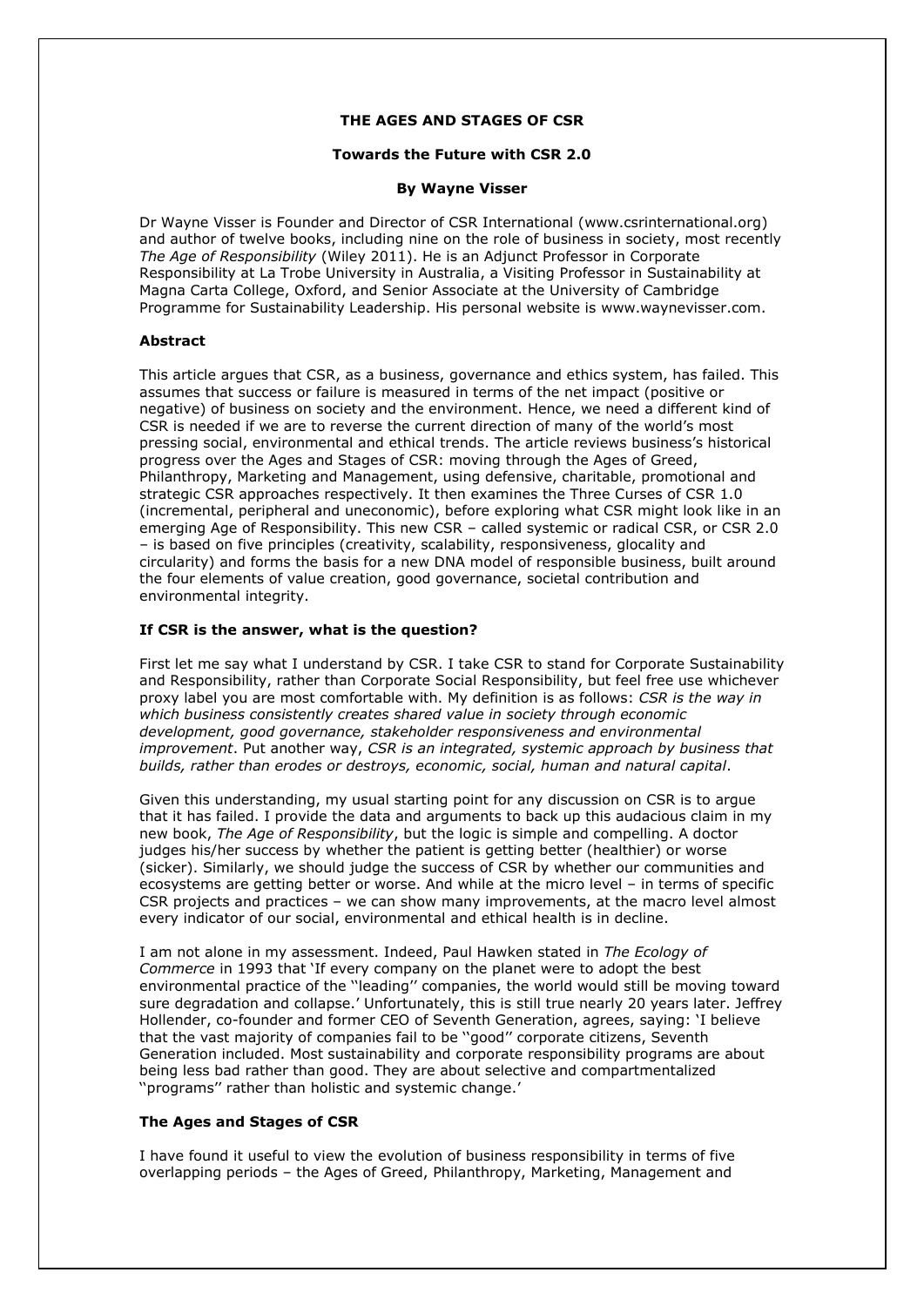# THE AGES AND STAGES OF CSR

## Towards the Future with CSR 2.0

**By Wayne Visser**

Dr Wayne Visser is Founder and Director of CSR International (www.csrinternational.org) and author of twelve books, including nine on the role of business in society, most recently *The Age of Responsibility* (Wiley 2011). He is an Adjunct Professor in Corporate Responsibility at La Trobe University in Australia, a Visiting Professor in Sustainability at Magna Carta College, Oxford, and Senior Associate at the University of Cambridge Programme for Sustainability Leadership. His personal website is www.waynevisser.com.

### Abstract

This article argues that CSR, as a business, governance and ethics system, has failed. This assumes that success or failure is measured in terms of the net impact (positive or negative) of business on society and the environment. Hence, we need a different kind of CSR is needed if we are to reverse the current direction of many of the world's most pressing social, environmental and ethical trends. The article reviews business's historical progress over the Ages and Stages of CSR: moving through the Ages of Greed, Philanthropy, Marketing and Management, using defensive, charitable, promotional and strategic CSR approaches respectively. It then examines the Three Curses of CSR 1.0 (incremental, peripheral and uneconomic), before exploring what CSR might look like in an emerging Age of Responsibility. This new CSR – called systemic or radical CSR, or CSR 2.0 – is based on five principles (creativity, scalability, responsiveness, glocality and circularity) and forms the basis for a new DNA model of responsible business, built around the four elements of value creation, good governance, societal contribution and environmental integrity.

### If CSR is the answer, what is the question?

First let me say what I understand by CSR. I take CSR to stand for Corporate Sustainability and Responsibility, rather than Corporate Social Responsibility, but feel free use whichever proxy label you are most comfortable with. My definition is as follows: *CSR is the way in which business consistently creates shared value in society through economic development, good governance, stakeholder responsiveness and environmental improvement*. Put another way, *CSR is an integrated, systemic approach by business that builds, rather than erodes or destroys, economic, social, human and natural capital*.

Given this understanding, my usual starting point for any discussion on CSR is to argue that it has failed. I provide the data and arguments to back up this audacious claim in my new book, *The Age of Responsibility*, but the logic is simple and compelling. A doctor judges his/her success by whether the patient is getting better (healthier) or worse (sicker). Similarly, we should judge the success of CSR by whether our communities and ecosystems are getting better or worse. And while at the micro level – in terms of specific CSR projects and practices – we can show many improvements, at the macro level almost every indicator of our social, environmental and ethical health is in decline.

I am not alone in my assessment. Indeed, Paul Hawken stated in *The Ecology of Commerce* in 1993 that 'If every company on the planet were to adopt the best environmental practice of the ''leading'' companies, the world would still be moving toward sure degradation and collapse.' Unfortunately, this is still true nearly 20 years later. Jeffrey Hollender, co-founder and former CEO of Seventh Generation, agrees, saying: 'I believe that the vast majority of companies fail to be ''good'' corporate citizens, Seventh Generation included. Most sustainability and corporate responsibility programs are about being less bad rather than good. They are about selective and compartmentalized ''programs'' rather than holistic and systemic change.'

### The Ages and Stages of CSR

I have found it useful to view the evolution of business responsibility in terms of five overlapping periods – the Ages of Greed, Philanthropy, Marketing, Management and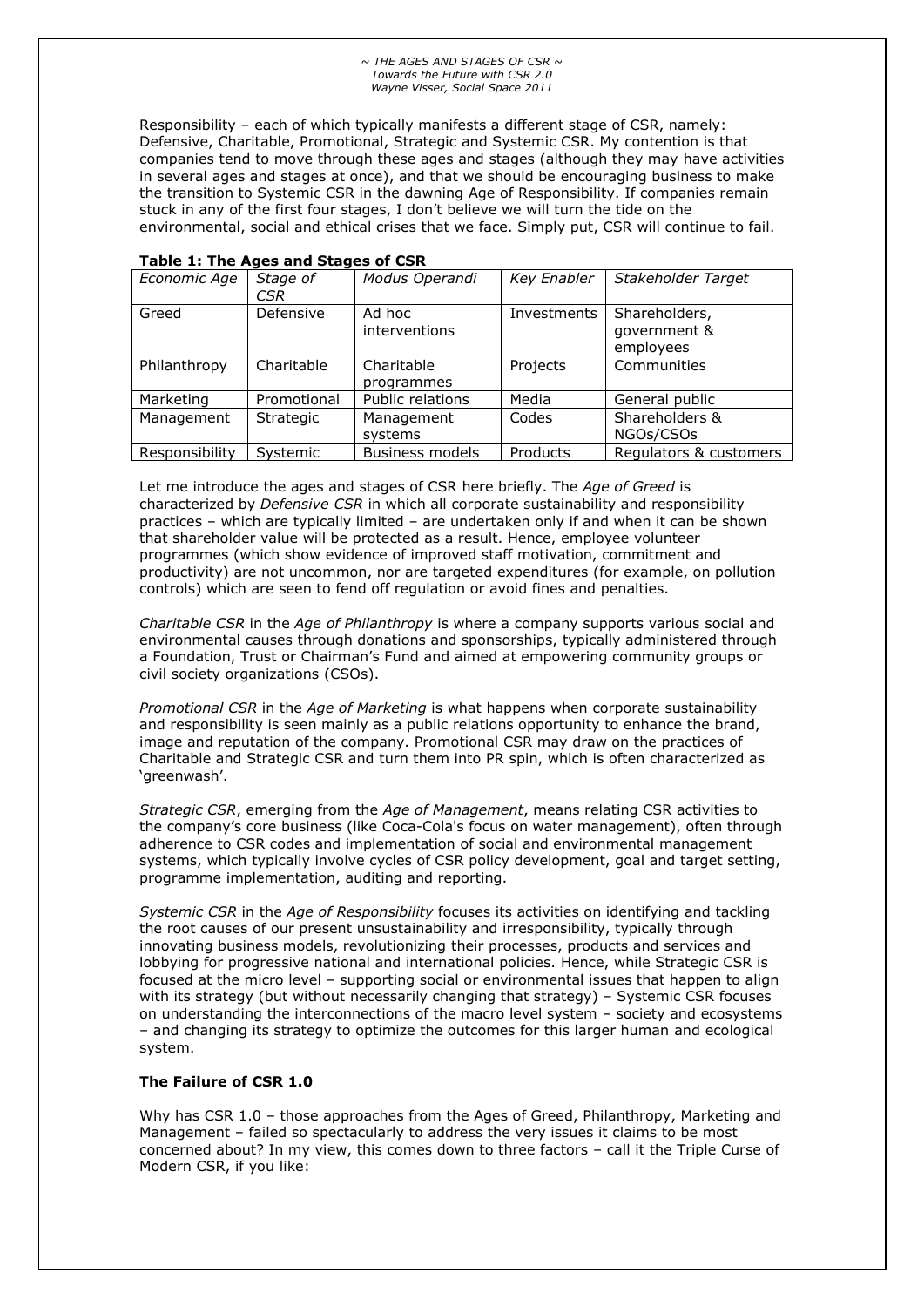Responsibility – each of which typically manifests a different stage of CSR, namely: Defensive, Charitable, Promotional, Strategic and Systemic CSR. My contention is that companies tend to move through these ages and stages (although they may have activities in several ages and stages at once), and that we should be encouraging business to make the transition to Systemic CSR in the dawning Age of Responsibility. If companies remain stuck in any of the first four stages, I don't believe we will turn the tide on the environmental, social and ethical crises that we face. Simply put, CSR will continue to fail.

**Table 1: The Ages and Stages of CSR**

| *Economic Age* | *Stage of CSR* | *Modus Operandi* | *Key Enabler* | *Stakeholder Target* |
|---|---|---|---|---|
| Greed | Defensive | Ad hoc interventions | Investments | Shareholders, government & employees |
| Philanthropy | Charitable | Charitable programmes | Projects | Communities |
| Marketing | Promotional | Public relations | Media | General public |
| Management | Strategic | Management systems | Codes | Shareholders & NGOs/CSOs |
| Responsibility | Systemic | Business models | Products | Regulators & customers |

Let me introduce the ages and stages of CSR here briefly. The *Age of Greed* is characterized by *Defensive CSR* in which all corporate sustainability and responsibility practices – which are typically limited – are undertaken only if and when it can be shown that shareholder value will be protected as a result. Hence, employee volunteer programmes (which show evidence of improved staff motivation, commitment and productivity) are not uncommon, nor are targeted expenditures (for example, on pollution controls) which are seen to fend off regulation or avoid fines and penalties.

*Charitable CSR* in the *Age of Philanthropy* is where a company supports various social and environmental causes through donations and sponsorships, typically administered through a Foundation, Trust or Chairman's Fund and aimed at empowering community groups or civil society organizations (CSOs).

*Promotional CSR* in the *Age of Marketing* is what happens when corporate sustainability and responsibility is seen mainly as a public relations opportunity to enhance the brand, image and reputation of the company. Promotional CSR may draw on the practices of Charitable and Strategic CSR and turn them into PR spin, which is often characterized as 'greenwash'.

*Strategic CSR*, emerging from the *Age of Management*, means relating CSR activities to the company's core business (like Coca-Cola's focus on water management), often through adherence to CSR codes and implementation of social and environmental management systems, which typically involve cycles of CSR policy development, goal and target setting, programme implementation, auditing and reporting.

*Systemic CSR* in the *Age of Responsibility* focuses its activities on identifying and tackling the root causes of our present unsustainability and irresponsibility, typically through innovating business models, revolutionizing their processes, products and services and lobbying for progressive national and international policies. Hence, while Strategic CSR is focused at the micro level – supporting social or environmental issues that happen to align with its strategy (but without necessarily changing that strategy) – Systemic CSR focuses on understanding the interconnections of the macro level system – society and ecosystems – and changing its strategy to optimize the outcomes for this larger human and ecological system.

**The Failure of CSR 1.0**

Why has CSR 1.0 – those approaches from the Ages of Greed, Philanthropy, Marketing and Management – failed so spectacularly to address the very issues it claims to be most concerned about? In my view, this comes down to three factors – call it the Triple Curse of Modern CSR, if you like: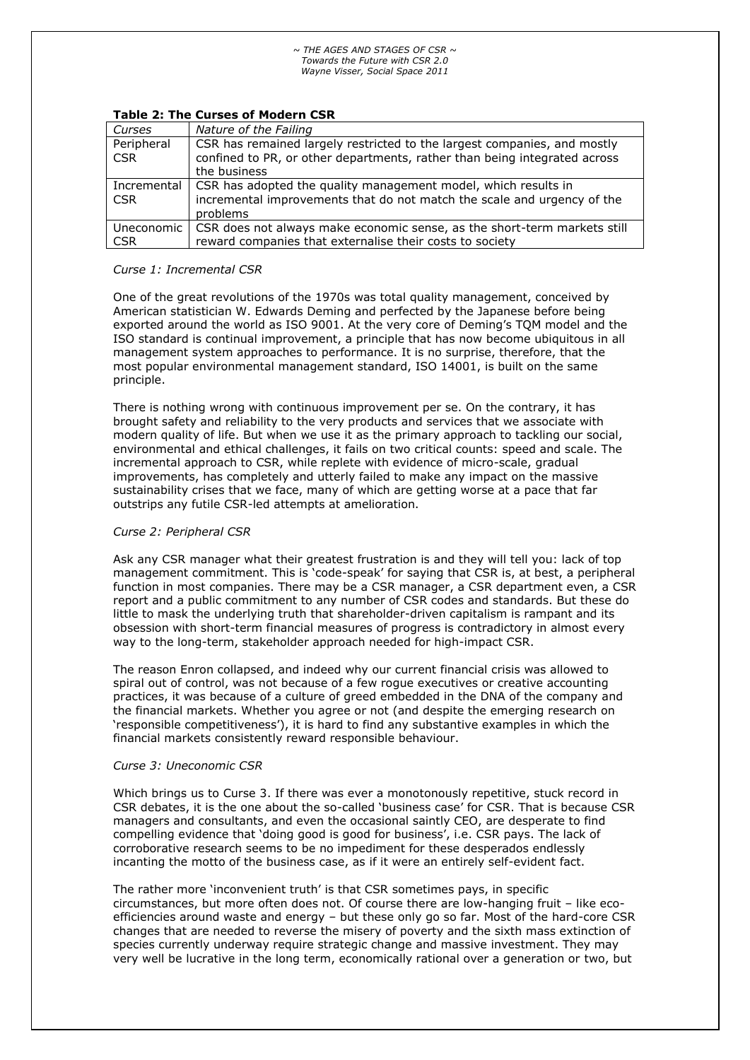**Table 2: The Curses of Modern CSR**

| *Curses* | *Nature of the Failing* |
|---|---|
| Peripheral CSR | CSR has remained largely restricted to the largest companies, and mostly confined to PR, or other departments, rather than being integrated across the business |
| Incremental CSR | CSR has adopted the quality management model, which results in incremental improvements that do not match the scale and urgency of the problems |
| Uneconomic CSR | CSR does not always make economic sense, as the short-term markets still reward companies that externalise their costs to society |

*Curse 1: Incremental CSR*

One of the great revolutions of the 1970s was total quality management, conceived by American statistician W. Edwards Deming and perfected by the Japanese before being exported around the world as ISO 9001. At the very core of Deming's TQM model and the ISO standard is continual improvement, a principle that has now become ubiquitous in all management system approaches to performance. It is no surprise, therefore, that the most popular environmental management standard, ISO 14001, is built on the same principle.

There is nothing wrong with continuous improvement per se. On the contrary, it has brought safety and reliability to the very products and services that we associate with modern quality of life. But when we use it as the primary approach to tackling our social, environmental and ethical challenges, it fails on two critical counts: speed and scale. The incremental approach to CSR, while replete with evidence of micro-scale, gradual improvements, has completely and utterly failed to make any impact on the massive sustainability crises that we face, many of which are getting worse at a pace that far outstrips any futile CSR-led attempts at amelioration.

*Curse 2: Peripheral CSR*

Ask any CSR manager what their greatest frustration is and they will tell you: lack of top management commitment. This is 'code-speak' for saying that CSR is, at best, a peripheral function in most companies. There may be a CSR manager, a CSR department even, a CSR report and a public commitment to any number of CSR codes and standards. But these do little to mask the underlying truth that shareholder-driven capitalism is rampant and its obsession with short-term financial measures of progress is contradictory in almost every way to the long-term, stakeholder approach needed for high-impact CSR.

The reason Enron collapsed, and indeed why our current financial crisis was allowed to spiral out of control, was not because of a few rogue executives or creative accounting practices, it was because of a culture of greed embedded in the DNA of the company and the financial markets. Whether you agree or not (and despite the emerging research on 'responsible competitiveness'), it is hard to find any substantive examples in which the financial markets consistently reward responsible behaviour.

*Curse 3: Uneconomic CSR*

Which brings us to Curse 3. If there was ever a monotonously repetitive, stuck record in CSR debates, it is the one about the so-called 'business case' for CSR. That is because CSR managers and consultants, and even the occasional saintly CEO, are desperate to find compelling evidence that 'doing good is good for business', i.e. CSR pays. The lack of corroborative research seems to be no impediment for these desperados endlessly incanting the motto of the business case, as if it were an entirely self-evident fact.

The rather more 'inconvenient truth' is that CSR sometimes pays, in specific circumstances, but more often does not. Of course there are low-hanging fruit – like eco-efficiencies around waste and energy – but these only go so far. Most of the hard-core CSR changes that are needed to reverse the misery of poverty and the sixth mass extinction of species currently underway require strategic change and massive investment. They may very well be lucrative in the long term, economically rational over a generation or two, but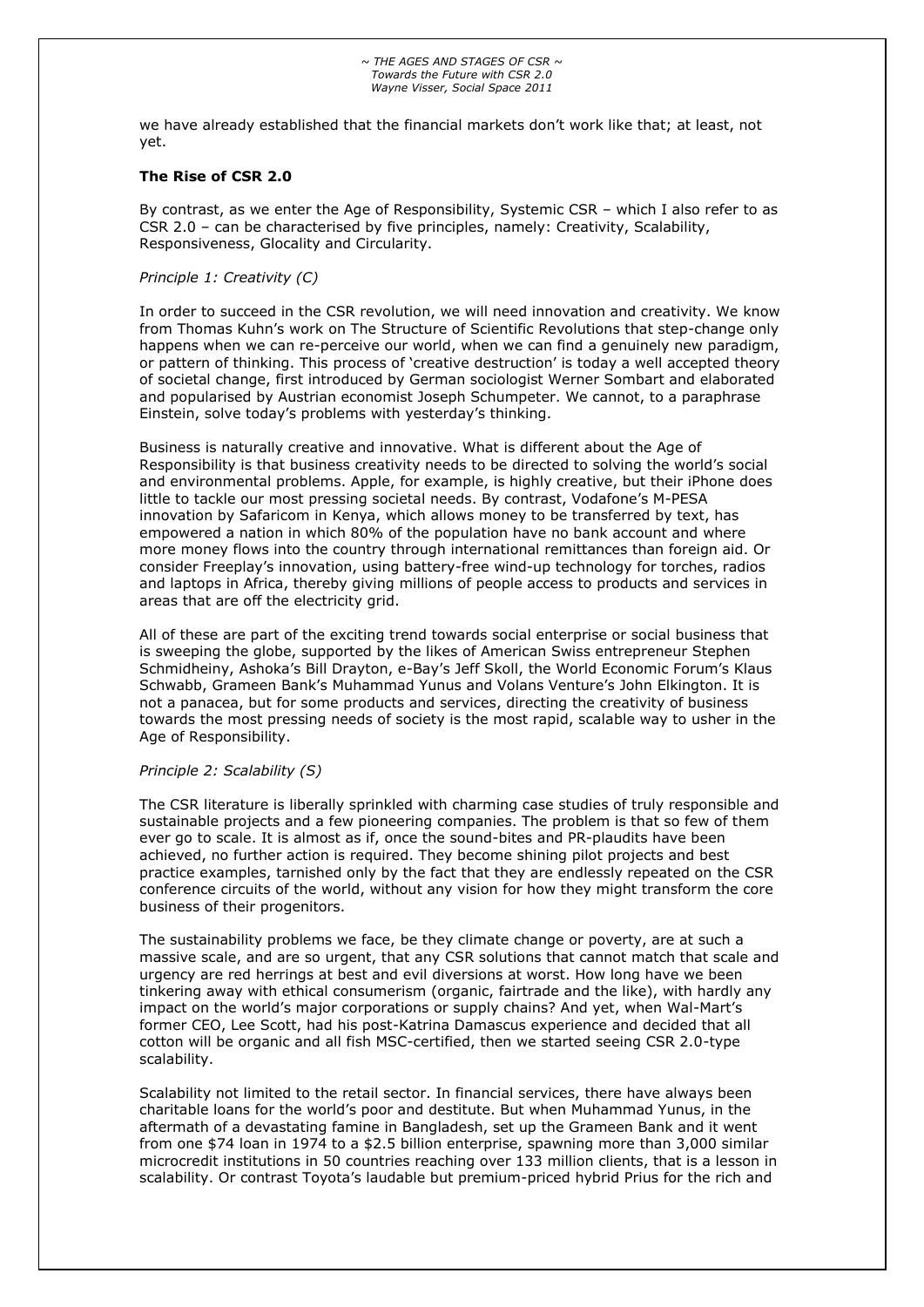we have already established that the financial markets don't work like that; at least, not yet.

**The Rise of CSR 2.0**

By contrast, as we enter the Age of Responsibility, Systemic CSR – which I also refer to as CSR 2.0 – can be characterised by five principles, namely: Creativity, Scalability, Responsiveness, Glocality and Circularity.

*Principle 1: Creativity (C)*

In order to succeed in the CSR revolution, we will need innovation and creativity. We know from Thomas Kuhn's work on The Structure of Scientific Revolutions that step-change only happens when we can re-perceive our world, when we can find a genuinely new paradigm, or pattern of thinking. This process of 'creative destruction' is today a well accepted theory of societal change, first introduced by German sociologist Werner Sombart and elaborated and popularised by Austrian economist Joseph Schumpeter. We cannot, to a paraphrase Einstein, solve today's problems with yesterday's thinking.

Business is naturally creative and innovative. What is different about the Age of Responsibility is that business creativity needs to be directed to solving the world's social and environmental problems. Apple, for example, is highly creative, but their iPhone does little to tackle our most pressing societal needs. By contrast, Vodafone's M-PESA innovation by Safaricom in Kenya, which allows money to be transferred by text, has empowered a nation in which 80% of the population have no bank account and where more money flows into the country through international remittances than foreign aid. Or consider Freeplay's innovation, using battery-free wind-up technology for torches, radios and laptops in Africa, thereby giving millions of people access to products and services in areas that are off the electricity grid.

All of these are part of the exciting trend towards social enterprise or social business that is sweeping the globe, supported by the likes of American Swiss entrepreneur Stephen Schmidheiny, Ashoka's Bill Drayton, e-Bay's Jeff Skoll, the World Economic Forum's Klaus Schwabb, Grameen Bank's Muhammad Yunus and Volans Venture's John Elkington. It is not a panacea, but for some products and services, directing the creativity of business towards the most pressing needs of society is the most rapid, scalable way to usher in the Age of Responsibility.

*Principle 2: Scalability (S)*

The CSR literature is liberally sprinkled with charming case studies of truly responsible and sustainable projects and a few pioneering companies. The problem is that so few of them ever go to scale. It is almost as if, once the sound-bites and PR-plaudits have been achieved, no further action is required. They become shining pilot projects and best practice examples, tarnished only by the fact that they are endlessly repeated on the CSR conference circuits of the world, without any vision for how they might transform the core business of their progenitors.

The sustainability problems we face, be they climate change or poverty, are at such a massive scale, and are so urgent, that any CSR solutions that cannot match that scale and urgency are red herrings at best and evil diversions at worst. How long have we been tinkering away with ethical consumerism (organic, fairtrade and the like), with hardly any impact on the world's major corporations or supply chains? And yet, when Wal-Mart's former CEO, Lee Scott, had his post-Katrina Damascus experience and decided that all cotton will be organic and all fish MSC-certified, then we started seeing CSR 2.0-type scalability.

Scalability not limited to the retail sector. In financial services, there have always been charitable loans for the world's poor and destitute. But when Muhammad Yunus, in the aftermath of a devastating famine in Bangladesh, set up the Grameen Bank and it went from one $74 loan in 1974 to a $2.5 billion enterprise, spawning more than 3,000 similar microcredit institutions in 50 countries reaching over 133 million clients, that is a lesson in scalability. Or contrast Toyota's laudable but premium-priced hybrid Prius for the rich and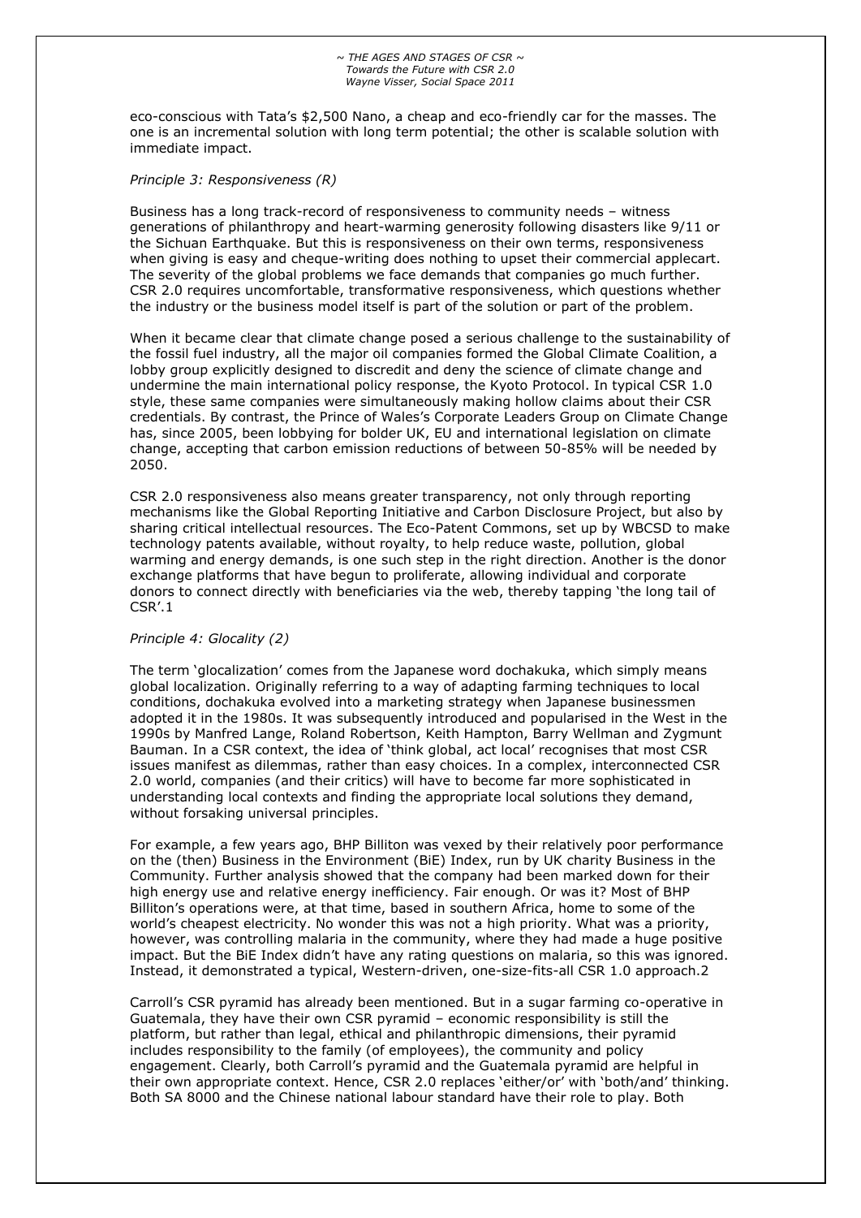eco-conscious with Tata's $2,500 Nano, a cheap and eco-friendly car for the masses. The one is an incremental solution with long term potential; the other is scalable solution with immediate impact.

*Principle 3: Responsiveness (R)*

Business has a long track-record of responsiveness to community needs – witness generations of philanthropy and heart-warming generosity following disasters like 9/11 or the Sichuan Earthquake. But this is responsiveness on their own terms, responsiveness when giving is easy and cheque-writing does nothing to upset their commercial applecart. The severity of the global problems we face demands that companies go much further. CSR 2.0 requires uncomfortable, transformative responsiveness, which questions whether the industry or the business model itself is part of the solution or part of the problem.

When it became clear that climate change posed a serious challenge to the sustainability of the fossil fuel industry, all the major oil companies formed the Global Climate Coalition, a lobby group explicitly designed to discredit and deny the science of climate change and undermine the main international policy response, the Kyoto Protocol. In typical CSR 1.0 style, these same companies were simultaneously making hollow claims about their CSR credentials. By contrast, the Prince of Wales's Corporate Leaders Group on Climate Change has, since 2005, been lobbying for bolder UK, EU and international legislation on climate change, accepting that carbon emission reductions of between 50-85% will be needed by 2050.

CSR 2.0 responsiveness also means greater transparency, not only through reporting mechanisms like the Global Reporting Initiative and Carbon Disclosure Project, but also by sharing critical intellectual resources. The Eco-Patent Commons, set up by WBCSD to make technology patents available, without royalty, to help reduce waste, pollution, global warming and energy demands, is one such step in the right direction. Another is the donor exchange platforms that have begun to proliferate, allowing individual and corporate donors to connect directly with beneficiaries via the web, thereby tapping 'the long tail of CSR'.[1]

*Principle 4: Glocality (2)*

The term 'glocalization' comes from the Japanese word dochakuka, which simply means global localization. Originally referring to a way of adapting farming techniques to local conditions, dochakuka evolved into a marketing strategy when Japanese businessmen adopted it in the 1980s. It was subsequently introduced and popularised in the West in the 1990s by Manfred Lange, Roland Robertson, Keith Hampton, Barry Wellman and Zygmunt Bauman. In a CSR context, the idea of 'think global, act local' recognises that most CSR issues manifest as dilemmas, rather than easy choices. In a complex, interconnected CSR 2.0 world, companies (and their critics) will have to become far more sophisticated in understanding local contexts and finding the appropriate local solutions they demand, without forsaking universal principles.

For example, a few years ago, BHP Billiton was vexed by their relatively poor performance on the (then) Business in the Environment (BiE) Index, run by UK charity Business in the Community. Further analysis showed that the company had been marked down for their high energy use and relative energy inefficiency. Fair enough. Or was it? Most of BHP Billiton's operations were, at that time, based in southern Africa, home to some of the world's cheapest electricity. No wonder this was not a high priority. What was a priority, however, was controlling malaria in the community, where they had made a huge positive impact. But the BiE Index didn't have any rating questions on malaria, so this was ignored. Instead, it demonstrated a typical, Western-driven, one-size-fits-all CSR 1.0 approach.[2]

Carroll's CSR pyramid has already been mentioned. But in a sugar farming co-operative in Guatemala, they have their own CSR pyramid – economic responsibility is still the platform, but rather than legal, ethical and philanthropic dimensions, their pyramid includes responsibility to the family (of employees), the community and policy engagement. Clearly, both Carroll's pyramid and the Guatemala pyramid are helpful in their own appropriate context. Hence, CSR 2.0 replaces 'either/or' with 'both/and' thinking. Both SA 8000 and the Chinese national labour standard have their role to play. Both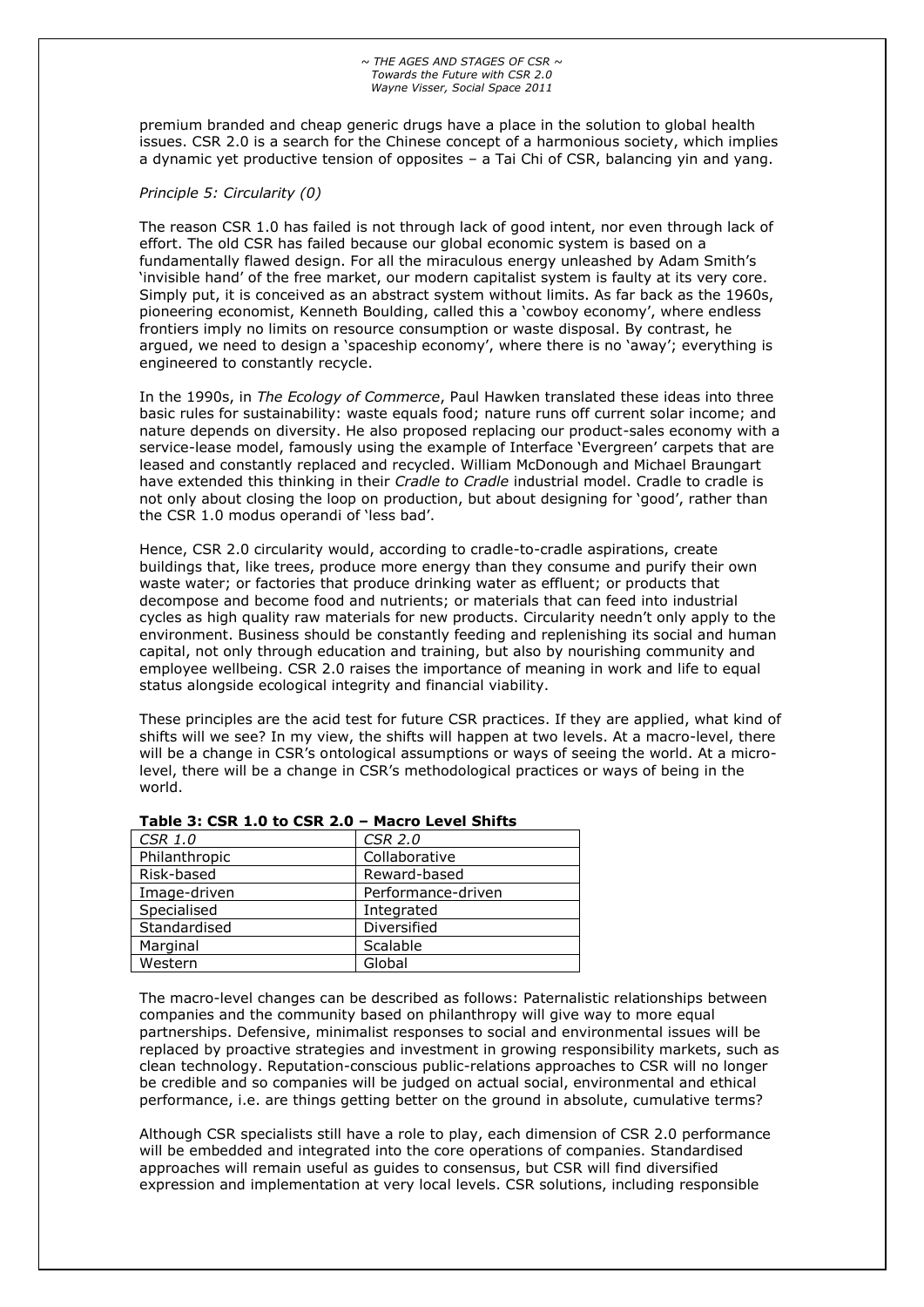premium branded and cheap generic drugs have a place in the solution to global health issues. CSR 2.0 is a search for the Chinese concept of a harmonious society, which implies a dynamic yet productive tension of opposites – a Tai Chi of CSR, balancing yin and yang.

*Principle 5: Circularity (0)*

The reason CSR 1.0 has failed is not through lack of good intent, nor even through lack of effort. The old CSR has failed because our global economic system is based on a fundamentally flawed design. For all the miraculous energy unleashed by Adam Smith's 'invisible hand' of the free market, our modern capitalist system is faulty at its very core. Simply put, it is conceived as an abstract system without limits. As far back as the 1960s, pioneering economist, Kenneth Boulding, called this a 'cowboy economy', where endless frontiers imply no limits on resource consumption or waste disposal. By contrast, he argued, we need to design a 'spaceship economy', where there is no 'away'; everything is engineered to constantly recycle.

In the 1990s, in *The Ecology of Commerce*, Paul Hawken translated these ideas into three basic rules for sustainability: waste equals food; nature runs off current solar income; and nature depends on diversity. He also proposed replacing our product-sales economy with a service-lease model, famously using the example of Interface 'Evergreen' carpets that are leased and constantly replaced and recycled. William McDonough and Michael Braungart have extended this thinking in their *Cradle to Cradle* industrial model. Cradle to cradle is not only about closing the loop on production, but about designing for 'good', rather than the CSR 1.0 modus operandi of 'less bad'.

Hence, CSR 2.0 circularity would, according to cradle-to-cradle aspirations, create buildings that, like trees, produce more energy than they consume and purify their own waste water; or factories that produce drinking water as effluent; or products that decompose and become food and nutrients; or materials that can feed into industrial cycles as high quality raw materials for new products. Circularity needn't only apply to the environment. Business should be constantly feeding and replenishing its social and human capital, not only through education and training, but also by nourishing community and employee wellbeing. CSR 2.0 raises the importance of meaning in work and life to equal status alongside ecological integrity and financial viability.

These principles are the acid test for future CSR practices. If they are applied, what kind of shifts will we see? In my view, the shifts will happen at two levels. At a macro-level, there will be a change in CSR's ontological assumptions or ways of seeing the world. At a micro-level, there will be a change in CSR's methodological practices or ways of being in the world.

**Table 3: CSR 1.0 to CSR 2.0 – Macro Level Shifts**

| *CSR 1.0* | *CSR 2.0* |
|---|---|
| Philanthropic | Collaborative |
| Risk-based | Reward-based |
| Image-driven | Performance-driven |
| Specialised | Integrated |
| Standardised | Diversified |
| Marginal | Scalable |
| Western | Global |

The macro-level changes can be described as follows: Paternalistic relationships between companies and the community based on philanthropy will give way to more equal partnerships. Defensive, minimalist responses to social and environmental issues will be replaced by proactive strategies and investment in growing responsibility markets, such as clean technology. Reputation-conscious public-relations approaches to CSR will no longer be credible and so companies will be judged on actual social, environmental and ethical performance, i.e. are things getting better on the ground in absolute, cumulative terms?

Although CSR specialists still have a role to play, each dimension of CSR 2.0 performance will be embedded and integrated into the core operations of companies. Standardised approaches will remain useful as guides to consensus, but CSR will find diversified expression and implementation at very local levels. CSR solutions, including responsible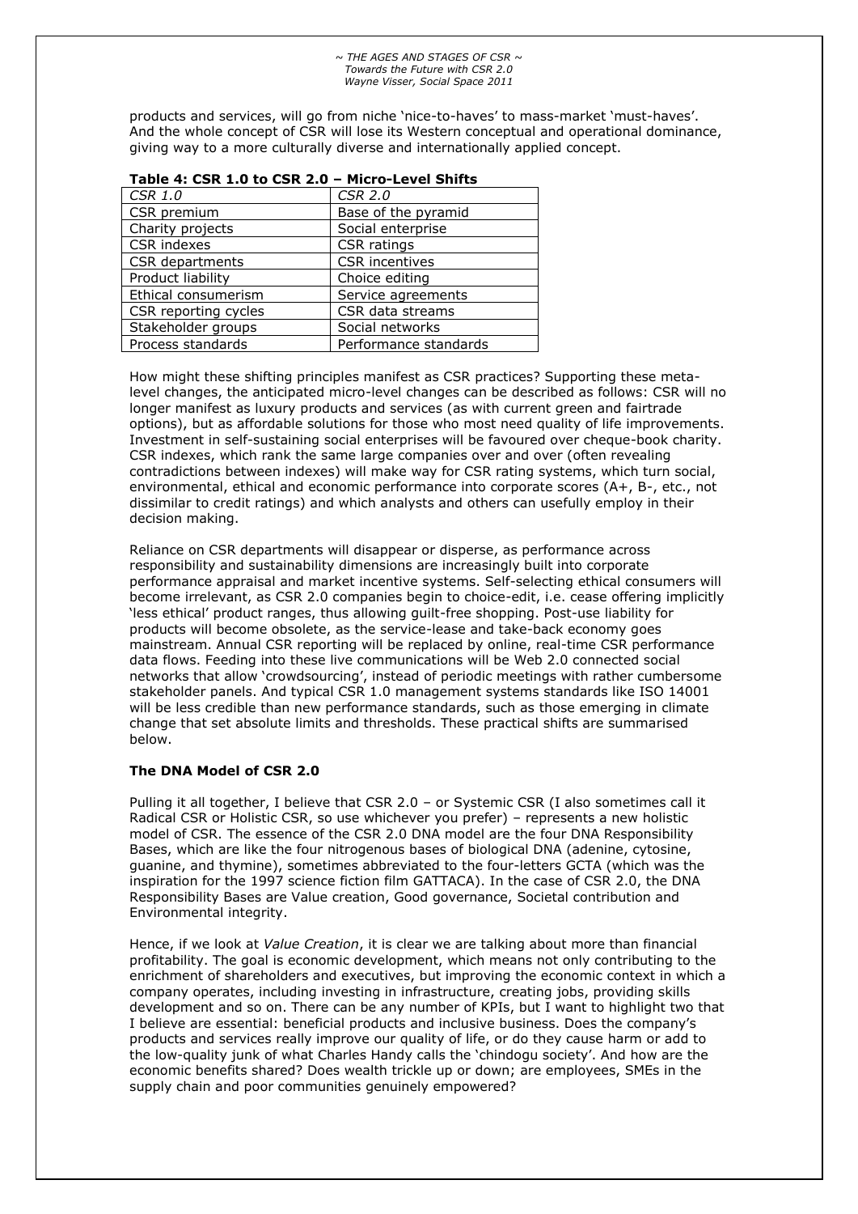products and services, will go from niche 'nice-to-haves' to mass-market 'must-haves'. And the whole concept of CSR will lose its Western conceptual and operational dominance, giving way to a more culturally diverse and internationally applied concept.

**Table 4: CSR 1.0 to CSR 2.0 – Micro-Level Shifts**

| *CSR 1.0* | *CSR 2.0* |
|---|---|
| CSR premium | Base of the pyramid |
| Charity projects | Social enterprise |
| CSR indexes | CSR ratings |
| CSR departments | CSR incentives |
| Product liability | Choice editing |
| Ethical consumerism | Service agreements |
| CSR reporting cycles | CSR data streams |
| Stakeholder groups | Social networks |
| Process standards | Performance standards |

How might these shifting principles manifest as CSR practices? Supporting these meta-level changes, the anticipated micro-level changes can be described as follows: CSR will no longer manifest as luxury products and services (as with current green and fairtrade options), but as affordable solutions for those who most need quality of life improvements. Investment in self-sustaining social enterprises will be favoured over cheque-book charity. CSR indexes, which rank the same large companies over and over (often revealing contradictions between indexes) will make way for CSR rating systems, which turn social, environmental, ethical and economic performance into corporate scores (A+, B-, etc., not dissimilar to credit ratings) and which analysts and others can usefully employ in their decision making.

Reliance on CSR departments will disappear or disperse, as performance across responsibility and sustainability dimensions are increasingly built into corporate performance appraisal and market incentive systems. Self-selecting ethical consumers will become irrelevant, as CSR 2.0 companies begin to choice-edit, i.e. cease offering implicitly 'less ethical' product ranges, thus allowing guilt-free shopping. Post-use liability for products will become obsolete, as the service-lease and take-back economy goes mainstream. Annual CSR reporting will be replaced by online, real-time CSR performance data flows. Feeding into these live communications will be Web 2.0 connected social networks that allow 'crowdsourcing', instead of periodic meetings with rather cumbersome stakeholder panels. And typical CSR 1.0 management systems standards like ISO 14001 will be less credible than new performance standards, such as those emerging in climate change that set absolute limits and thresholds. These practical shifts are summarised below.

**The DNA Model of CSR 2.0**

Pulling it all together, I believe that CSR 2.0 – or Systemic CSR (I also sometimes call it Radical CSR or Holistic CSR, so use whichever you prefer) – represents a new holistic model of CSR. The essence of the CSR 2.0 DNA model are the four DNA Responsibility Bases, which are like the four nitrogenous bases of biological DNA (adenine, cytosine, guanine, and thymine), sometimes abbreviated to the four-letters GCTA (which was the inspiration for the 1997 science fiction film GATTACA). In the case of CSR 2.0, the DNA Responsibility Bases are Value creation, Good governance, Societal contribution and Environmental integrity.

Hence, if we look at *Value Creation*, it is clear we are talking about more than financial profitability. The goal is economic development, which means not only contributing to the enrichment of shareholders and executives, but improving the economic context in which a company operates, including investing in infrastructure, creating jobs, providing skills development and so on. There can be any number of KPIs, but I want to highlight two that I believe are essential: beneficial products and inclusive business. Does the company's products and services really improve our quality of life, or do they cause harm or add to the low-quality junk of what Charles Handy calls the 'chindogu society'. And how are the economic benefits shared? Does wealth trickle up or down; are employees, SMEs in the supply chain and poor communities genuinely empowered?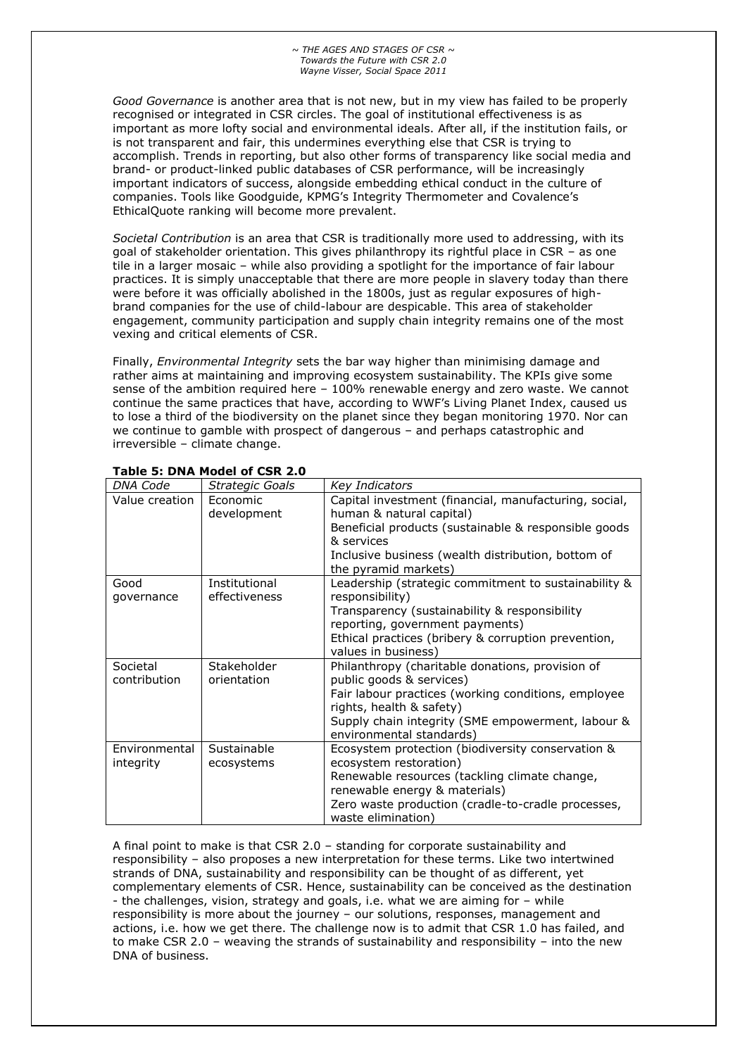*Good Governance* is another area that is not new, but in my view has failed to be properly recognised or integrated in CSR circles. The goal of institutional effectiveness is as important as more lofty social and environmental ideals. After all, if the institution fails, or is not transparent and fair, this undermines everything else that CSR is trying to accomplish. Trends in reporting, but also other forms of transparency like social media and brand- or product-linked public databases of CSR performance, will be increasingly important indicators of success, alongside embedding ethical conduct in the culture of companies. Tools like Goodguide, KPMG's Integrity Thermometer and Covalence's EthicalQuote ranking will become more prevalent.

*Societal Contribution* is an area that CSR is traditionally more used to addressing, with its goal of stakeholder orientation. This gives philanthropy its rightful place in CSR – as one tile in a larger mosaic – while also providing a spotlight for the importance of fair labour practices. It is simply unacceptable that there are more people in slavery today than there were before it was officially abolished in the 1800s, just as regular exposures of high-brand companies for the use of child-labour are despicable. This area of stakeholder engagement, community participation and supply chain integrity remains one of the most vexing and critical elements of CSR.

Finally, *Environmental Integrity* sets the bar way higher than minimising damage and rather aims at maintaining and improving ecosystem sustainability. The KPIs give some sense of the ambition required here – 100% renewable energy and zero waste. We cannot continue the same practices that have, according to WWF's Living Planet Index, caused us to lose a third of the biodiversity on the planet since they began monitoring 1970. Nor can we continue to gamble with prospect of dangerous – and perhaps catastrophic and irreversible – climate change.

**Table 5: DNA Model of CSR 2.0**

| *DNA Code* | *Strategic Goals* | *Key Indicators* |
|---|---|---|
| Value creation | Economic development | Capital investment (financial, manufacturing, social, human & natural capital)<br>Beneficial products (sustainable & responsible goods & services<br>Inclusive business (wealth distribution, bottom of the pyramid markets) |
| Good governance | Institutional effectiveness | Leadership (strategic commitment to sustainability & responsibility)<br>Transparency (sustainability & responsibility reporting, government payments)<br>Ethical practices (bribery & corruption prevention, values in business) |
| Societal contribution | Stakeholder orientation | Philanthropy (charitable donations, provision of public goods & services)<br>Fair labour practices (working conditions, employee rights, health & safety)<br>Supply chain integrity (SME empowerment, labour & environmental standards) |
| Environmental integrity | Sustainable ecosystems | Ecosystem protection (biodiversity conservation & ecosystem restoration)<br>Renewable resources (tackling climate change, renewable energy & materials)<br>Zero waste production (cradle-to-cradle processes, waste elimination) |

A final point to make is that CSR 2.0 – standing for corporate sustainability and responsibility – also proposes a new interpretation for these terms. Like two intertwined strands of DNA, sustainability and responsibility can be thought of as different, yet complementary elements of CSR. Hence, sustainability can be conceived as the destination - the challenges, vision, strategy and goals, i.e. what we are aiming for – while responsibility is more about the journey – our solutions, responses, management and actions, i.e. how we get there. The challenge now is to admit that CSR 1.0 has failed, and to make CSR 2.0 – weaving the strands of sustainability and responsibility – into the new DNA of business.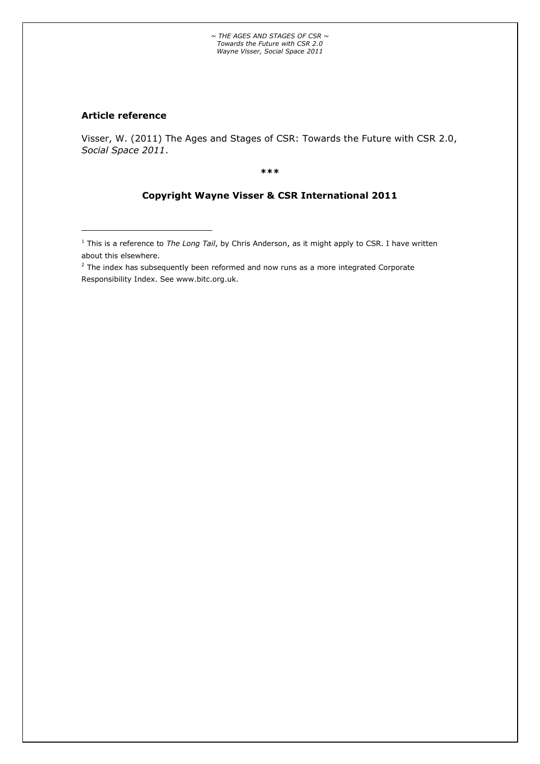## Article reference

Visser, W. (2011) The Ages and Stages of CSR: Towards the Future with CSR 2.0, *Social Space 2011*.

***

**Copyright Wayne Visser & CSR International 2011**

---

[1] This is a reference to *The Long Tail*, by Chris Anderson, as it might apply to CSR. I have written about this elsewhere.

[2] The index has subsequently been reformed and now runs as a more integrated Corporate Responsibility Index. See www.bitc.org.uk.